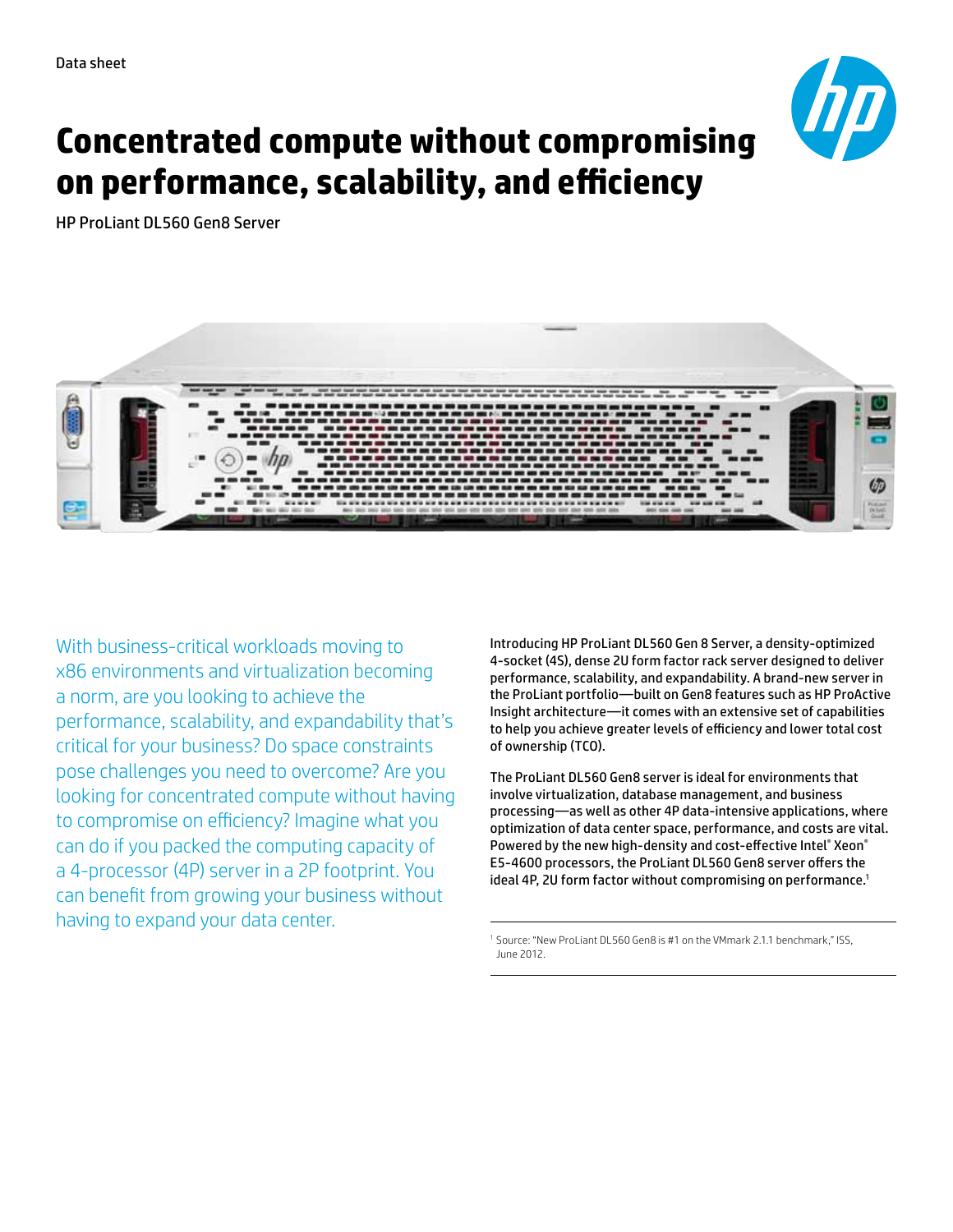Data sheet

# Concentrated compute without compromising on performance, scalability, and efficiency

HP ProLiant DL560 Gen8 Server

With business-critical workloads moving to x86 environments and virtualization becoming a norm, are you looking to achieve the performance, scalability, and expandability that's critical for your business? Do space constraints pose challenges you need to overcome? Are you looking for concentrated compute without having to compromise on efficiency? Imagine what you can do if you packed the computing capacity of a 4-processor (4P) server in a 2P footprint. You can benefit from growing your business without having to expand your data center.

Introducing HP ProLiant DL560 Gen 8 Server, a density-optimized 4-socket (4S), dense 2U form factor rack server designed to deliver performance, scalability, and expandability. A brand-new server in the ProLiant portfolio—built on Gen8 features such as HP ProActive Insight architecture—it comes with an extensive set of capabilities to help you achieve greater levels of efficiency and lower total cost of ownership (TCO).

The ProLiant DL560 Gen8 server is ideal for environments that involve virtualization, database management, and business processing—as well as other 4P data-intensive applications, where optimization of data center space, performance, and costs are vital. Powered by the new high-density and cost-effective Intel® Xeon® E5-4600 processors, the ProLiant DL560 Gen8 server offers the ideal 4P, 2U form factor without compromising on performance.[1]

[1] Source: "New ProLiant DL560 Gen8 is #1 on the VMmark 2.1.1 benchmark," ISS, June 2012.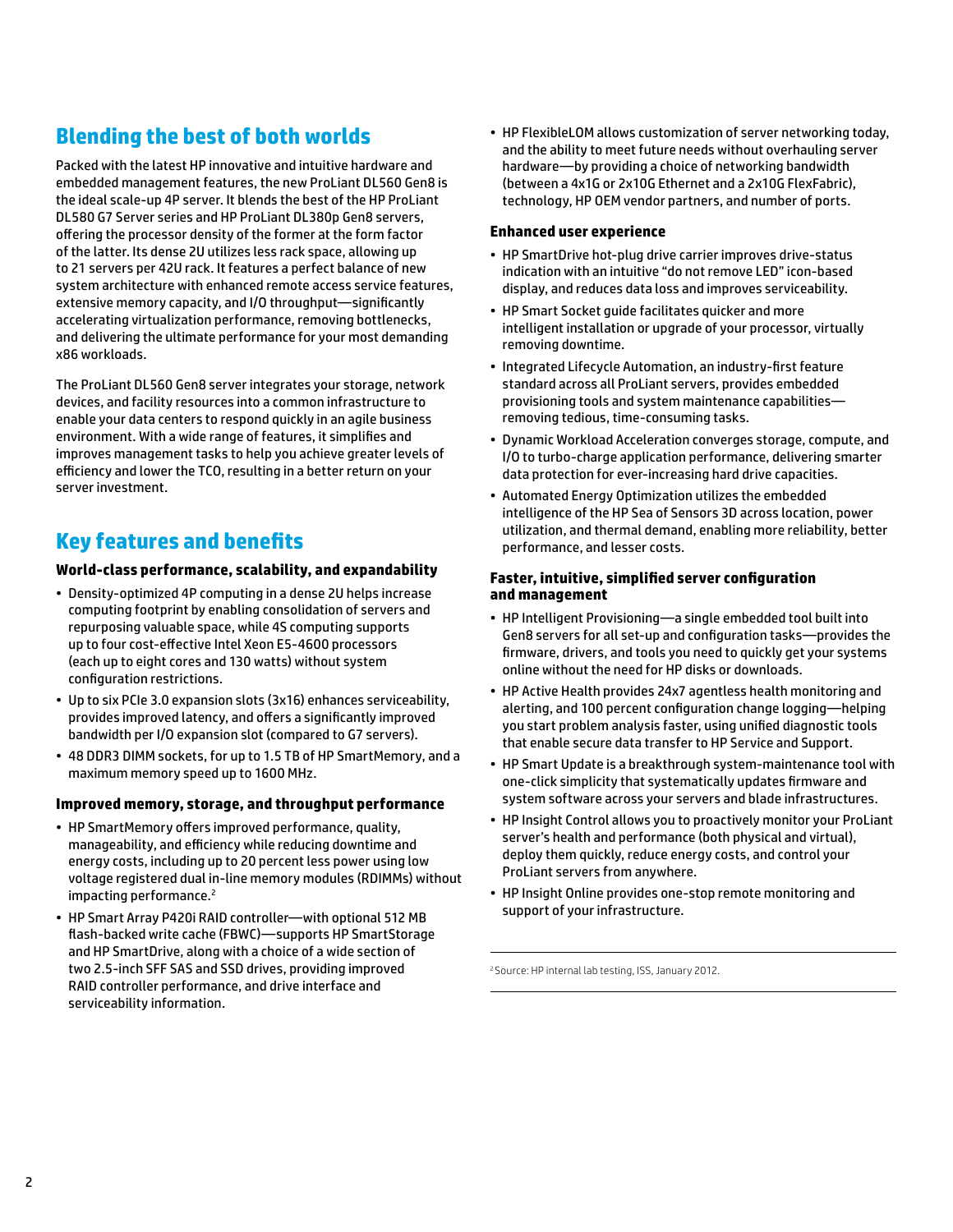## Blending the best of both worlds

Packed with the latest HP innovative and intuitive hardware and embedded management features, the new ProLiant DL560 Gen8 is the ideal scale-up 4P server. It blends the best of the HP ProLiant DL580 G7 Server series and HP ProLiant DL380p Gen8 servers, offering the processor density of the former at the form factor of the latter. Its dense 2U utilizes less rack space, allowing up to 21 servers per 42U rack. It features a perfect balance of new system architecture with enhanced remote access service features, extensive memory capacity, and I/O throughput—significantly accelerating virtualization performance, removing bottlenecks, and delivering the ultimate performance for your most demanding x86 workloads.

The ProLiant DL560 Gen8 server integrates your storage, network devices, and facility resources into a common infrastructure to enable your data centers to respond quickly in an agile business environment. With a wide range of features, it simplifies and improves management tasks to help you achieve greater levels of efficiency and lower the TCO, resulting in a better return on your server investment.

## Key features and benefits

### World-class performance, scalability, and expandability

- Density-optimized 4P computing in a dense 2U helps increase computing footprint by enabling consolidation of servers and repurposing valuable space, while 4S computing supports up to four cost-effective Intel Xeon E5-4600 processors (each up to eight cores and 130 watts) without system configuration restrictions.
- Up to six PCIe 3.0 expansion slots (3x16) enhances serviceability, provides improved latency, and offers a significantly improved bandwidth per I/O expansion slot (compared to G7 servers).
- 48 DDR3 DIMM sockets, for up to 1.5 TB of HP SmartMemory, and a maximum memory speed up to 1600 MHz.

### Improved memory, storage, and throughput performance

- HP SmartMemory offers improved performance, quality, manageability, and efficiency while reducing downtime and energy costs, including up to 20 percent less power using low voltage registered dual in-line memory modules (RDIMMs) without impacting performance.[2]
- HP Smart Array P420i RAID controller—with optional 512 MB flash-backed write cache (FBWC)—supports HP SmartStorage and HP SmartDrive, along with a choice of a wide section of two 2.5-inch SFF SAS and SSD drives, providing improved RAID controller performance, and drive interface and serviceability information.
- HP FlexibleLOM allows customization of server networking today, and the ability to meet future needs without overhauling server hardware—by providing a choice of networking bandwidth (between a 4x1G or 2x10G Ethernet and a 2x10G FlexFabric), technology, HP OEM vendor partners, and number of ports.

### Enhanced user experience

- HP SmartDrive hot-plug drive carrier improves drive-status indication with an intuitive "do not remove LED" icon-based display, and reduces data loss and improves serviceability.
- HP Smart Socket guide facilitates quicker and more intelligent installation or upgrade of your processor, virtually removing downtime.
- Integrated Lifecycle Automation, an industry-first feature standard across all ProLiant servers, provides embedded provisioning tools and system maintenance capabilities—removing tedious, time-consuming tasks.
- Dynamic Workload Acceleration converges storage, compute, and I/O to turbo-charge application performance, delivering smarter data protection for ever-increasing hard drive capacities.
- Automated Energy Optimization utilizes the embedded intelligence of the HP Sea of Sensors 3D across location, power utilization, and thermal demand, enabling more reliability, better performance, and lesser costs.

### Faster, intuitive, simplified server configuration and management

- HP Intelligent Provisioning—a single embedded tool built into Gen8 servers for all set-up and configuration tasks—provides the firmware, drivers, and tools you need to quickly get your systems online without the need for HP disks or downloads.
- HP Active Health provides 24x7 agentless health monitoring and alerting, and 100 percent configuration change logging—helping you start problem analysis faster, using unified diagnostic tools that enable secure data transfer to HP Service and Support.
- HP Smart Update is a breakthrough system-maintenance tool with one-click simplicity that systematically updates firmware and system software across your servers and blade infrastructures.
- HP Insight Control allows you to proactively monitor your ProLiant server's health and performance (both physical and virtual), deploy them quickly, reduce energy costs, and control your ProLiant servers from anywhere.
- HP Insight Online provides one-stop remote monitoring and support of your infrastructure.

---

[2] Source: HP internal lab testing, ISS, January 2012.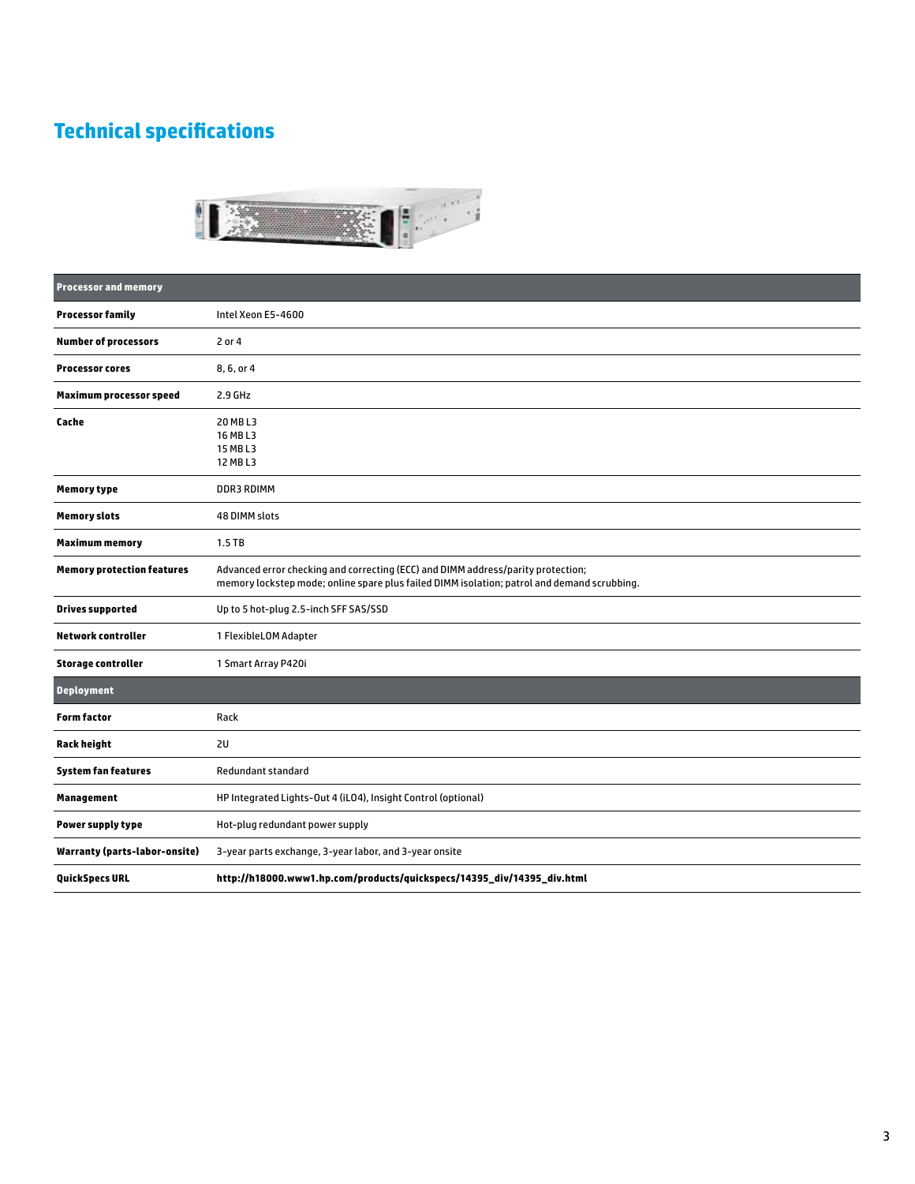# Technical specifications

| Processor and memory | |
|---|---|
| **Processor family** | Intel Xeon E5-4600 |
| **Number of processors** | 2 or 4 |
| **Processor cores** | 8, 6, or 4 |
| **Maximum processor speed** | 2.9 GHz |
| **Cache** | 20 MB L3<br>16 MB L3<br>15 MB L3<br>12 MB L3 |
| **Memory type** | DDR3 RDIMM |
| **Memory slots** | 48 DIMM slots |
| **Maximum memory** | 1.5 TB |
| **Memory protection features** | Advanced error checking and correcting (ECC) and DIMM address/parity protection; memory lockstep mode; online spare plus failed DIMM isolation; patrol and demand scrubbing. |
| **Drives supported** | Up to 5 hot-plug 2.5-inch SFF SAS/SSD |
| **Network controller** | 1 FlexibleLOM Adapter |
| **Storage controller** | 1 Smart Array P420i |
| **Deployment** | |
| **Form factor** | Rack |
| **Rack height** | 2U |
| **System fan features** | Redundant standard |
| **Management** | HP Integrated Lights-Out 4 (iLO4), Insight Control (optional) |
| **Power supply type** | Hot-plug redundant power supply |
| **Warranty (parts-labor-onsite)** | 3-year parts exchange, 3-year labor, and 3-year onsite |
| **QuickSpecs URL** | **http://h18000.www1.hp.com/products/quickspecs/14395_div/14395_div.html** |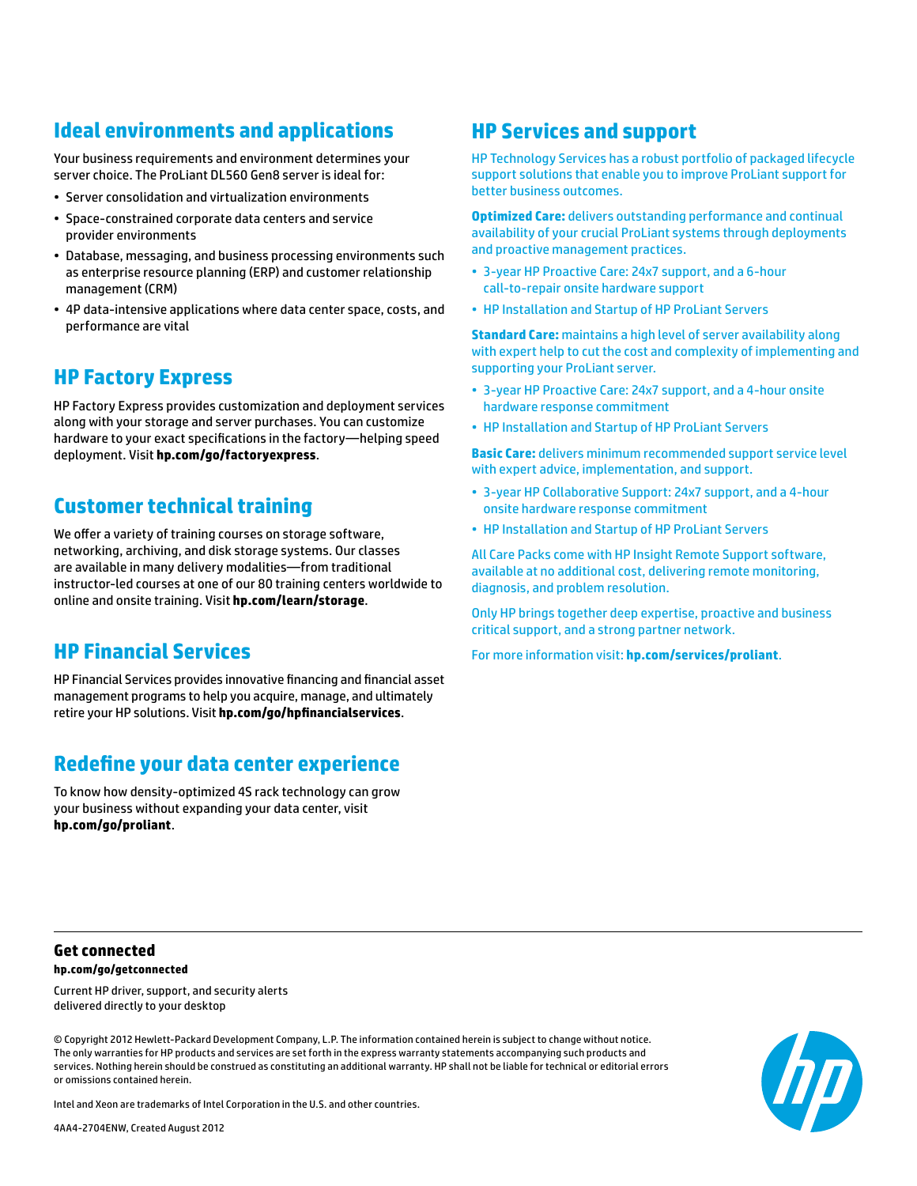## Ideal environments and applications

Your business requirements and environment determines your server choice. The ProLiant DL560 Gen8 server is ideal for:

- Server consolidation and virtualization environments
- Space-constrained corporate data centers and service provider environments
- Database, messaging, and business processing environments such as enterprise resource planning (ERP) and customer relationship management (CRM)
- 4P data-intensive applications where data center space, costs, and performance are vital

## HP Factory Express

HP Factory Express provides customization and deployment services along with your storage and server purchases. You can customize hardware to your exact specifications in the factory—helping speed deployment. Visit **hp.com/go/factoryexpress**.

## Customer technical training

We offer a variety of training courses on storage software, networking, archiving, and disk storage systems. Our classes are available in many delivery modalities—from traditional instructor-led courses at one of our 80 training centers worldwide to online and onsite training. Visit **hp.com/learn/storage**.

## HP Financial Services

HP Financial Services provides innovative financing and financial asset management programs to help you acquire, manage, and ultimately retire your HP solutions. Visit **hp.com/go/hpfinancialservices**.

## Redefine your data center experience

To know how density-optimized 4S rack technology can grow your business without expanding your data center, visit **hp.com/go/proliant**.

## HP Services and support

HP Technology Services has a robust portfolio of packaged lifecycle support solutions that enable you to improve ProLiant support for better business outcomes.

**Optimized Care:** delivers outstanding performance and continual availability of your crucial ProLiant systems through deployments and proactive management practices.

- 3-year HP Proactive Care: 24x7 support, and a 6-hour call-to-repair onsite hardware support
- HP Installation and Startup of HP ProLiant Servers

**Standard Care:** maintains a high level of server availability along with expert help to cut the cost and complexity of implementing and supporting your ProLiant server.

- 3-year HP Proactive Care: 24x7 support, and a 4-hour onsite hardware response commitment
- HP Installation and Startup of HP ProLiant Servers

**Basic Care:** delivers minimum recommended support service level with expert advice, implementation, and support.

- 3-year HP Collaborative Support: 24x7 support, and a 4-hour onsite hardware response commitment
- HP Installation and Startup of HP ProLiant Servers

All Care Packs come with HP Insight Remote Support software, available at no additional cost, delivering remote monitoring, diagnosis, and problem resolution.

Only HP brings together deep expertise, proactive and business critical support, and a strong partner network.

For more information visit: **hp.com/services/proliant**.

---

**Get connected**

**hp.com/go/getconnected**

Current HP driver, support, and security alerts delivered directly to your desktop

© Copyright 2012 Hewlett-Packard Development Company, L.P. The information contained herein is subject to change without notice. The only warranties for HP products and services are set forth in the express warranty statements accompanying such products and services. Nothing herein should be construed as constituting an additional warranty. HP shall not be liable for technical or editorial errors or omissions contained herein.

Intel and Xeon are trademarks of Intel Corporation in the U.S. and other countries.

4AA4-2704ENW, Created August 2012